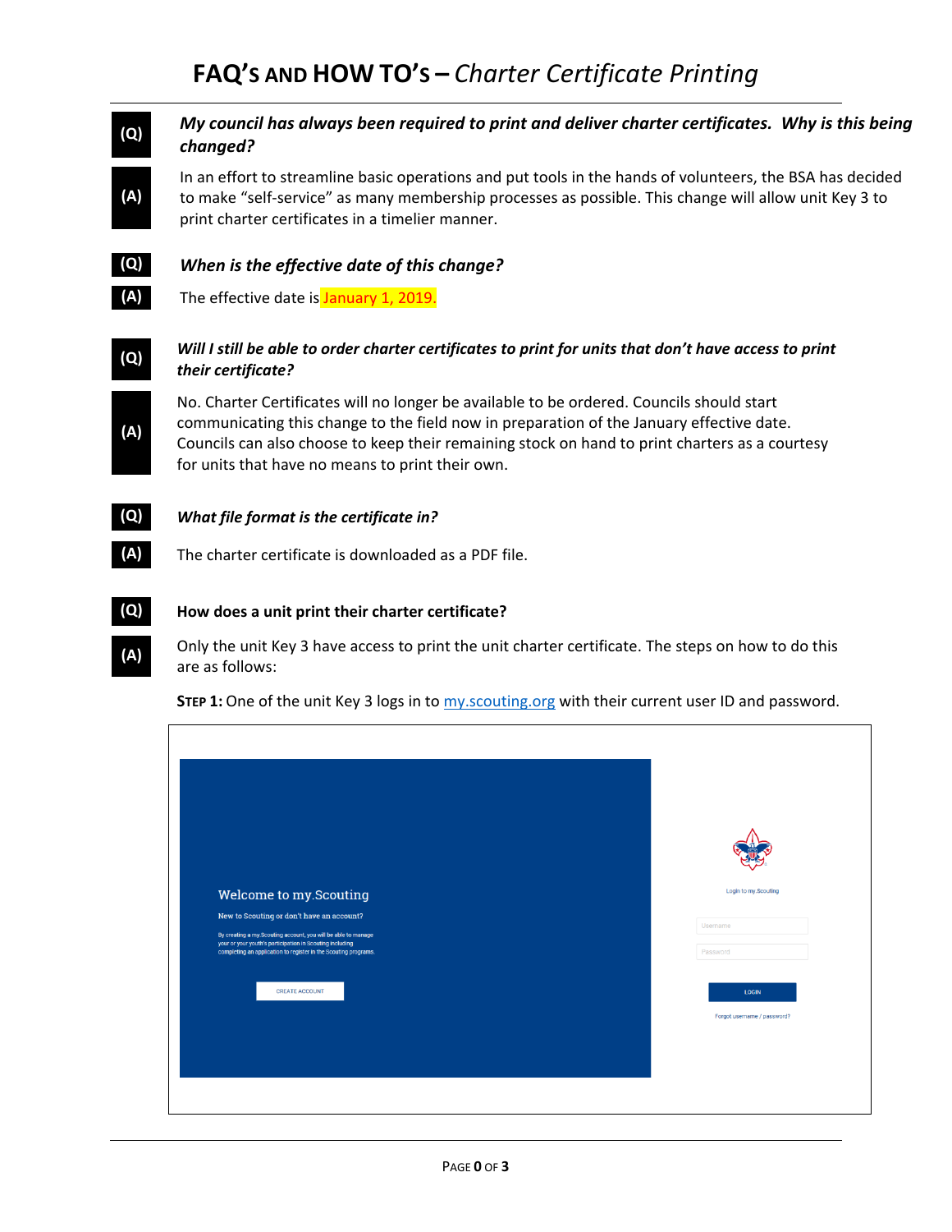# FAQ'S AND HOW TO'S – *Charter Certificate Printing*

**(Q)** ***My council has always been required to print and deliver charter certificates. Why is this being changed?***

**(A)** In an effort to streamline basic operations and put tools in the hands of volunteers, the BSA has decided to make "self-service" as many membership processes as possible. This change will allow unit Key 3 to print charter certificates in a timelier manner.

**(Q)** ***When is the effective date of this change?***

**(A)** The effective date is January 1, 2019.

**(Q)** ***Will I still be able to order charter certificates to print for units that don't have access to print their certificate?***

**(A)** No. Charter Certificates will no longer be available to be ordered. Councils should start communicating this change to the field now in preparation of the January effective date. Councils can also choose to keep their remaining stock on hand to print charters as a courtesy for units that have no means to print their own.

**(Q)** ***What file format is the certificate in?***

**(A)** The charter certificate is downloaded as a PDF file.

**(Q)** **How does a unit print their charter certificate?**

**(A)** Only the unit Key 3 have access to print the unit charter certificate. The steps on how to do this are as follows:

**STEP 1:** One of the unit Key 3 logs in to [my.scouting.org](my.scouting.org) with their current user ID and password.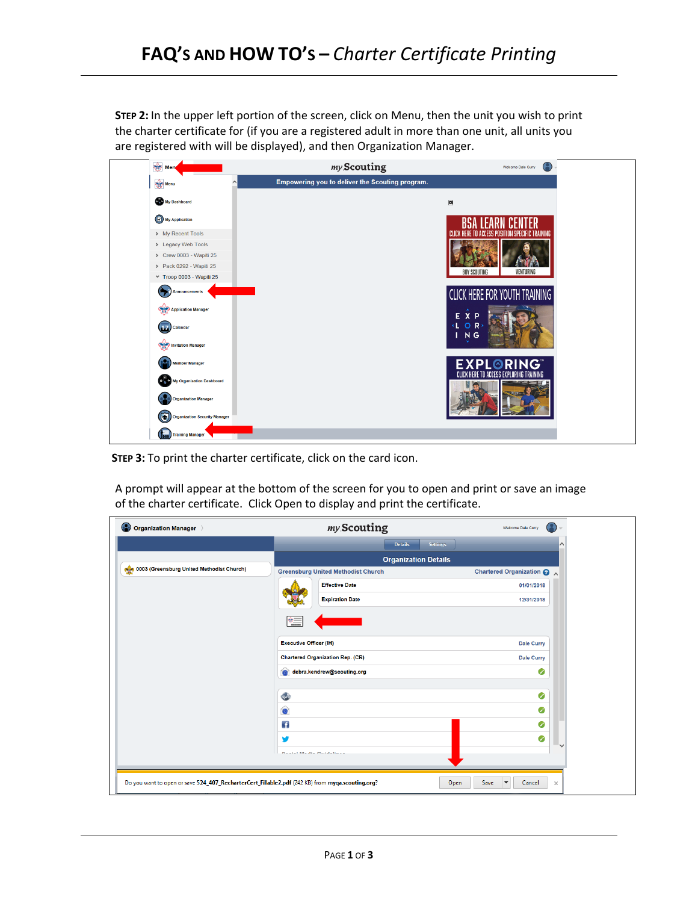**Step 2:** In the upper left portion of the screen, click on Menu, then the unit you wish to print the charter certificate for (if you are a registered adult in more than one unit, all units you are registered with will be displayed), and then Organization Manager.

**Step 3:** To print the charter certificate, click on the card icon.

A prompt will appear at the bottom of the screen for you to open and print or save an image of the charter certificate. Click Open to display and print the certificate.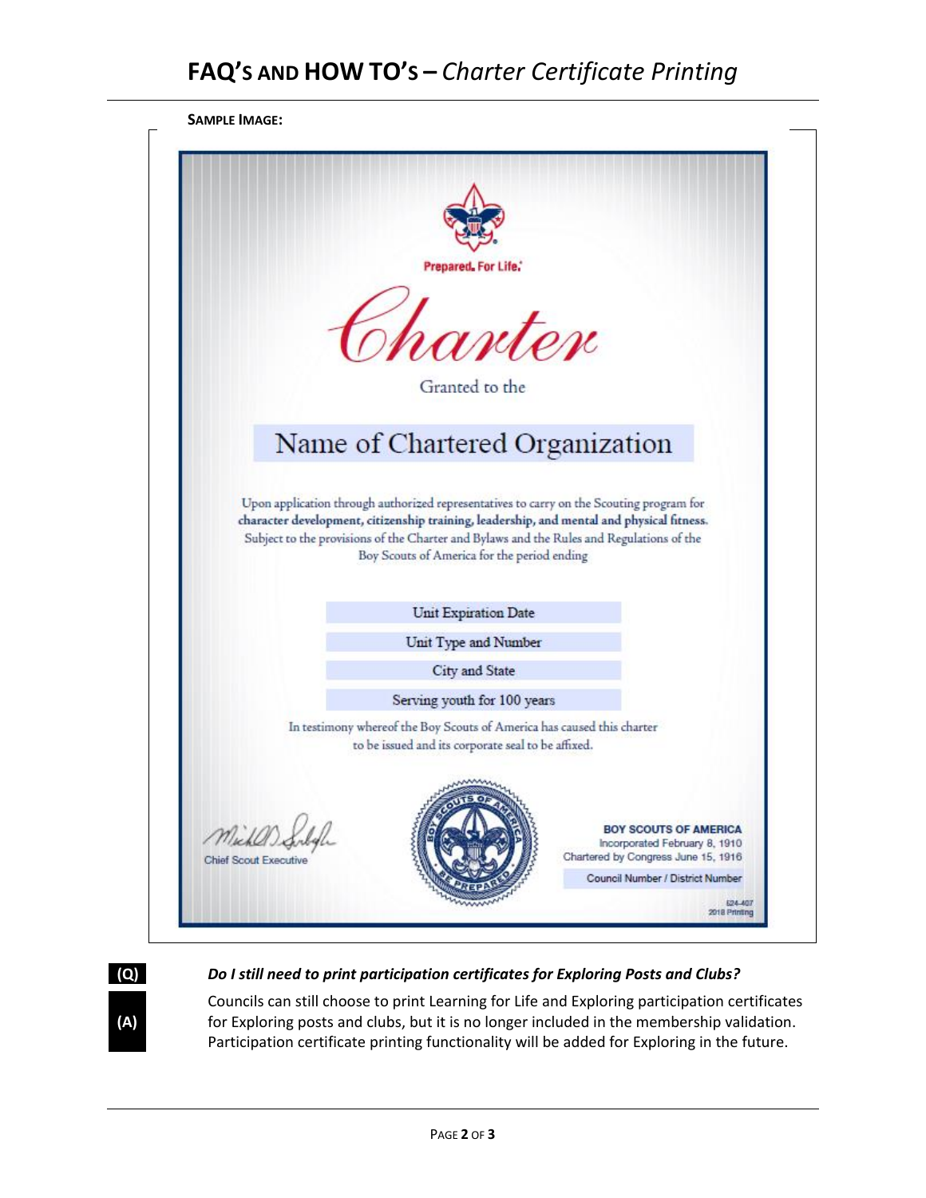**SAMPLE IMAGE:**

Prepared. For Life.

Charter

Granted to the

Name of Chartered Organization

Upon application through authorized representatives to carry on the Scouting program for **character development, citizenship training, leadership, and mental and physical fitness.** Subject to the provisions of the Charter and Bylaws and the Rules and Regulations of the Boy Scouts of America for the period ending

Unit Expiration Date

Unit Type and Number

City and State

Serving youth for 100 years

In testimony whereof the Boy Scouts of America has caused this charter to be issued and its corporate seal to be affixed.

Chief Scout Executive

**BOY SCOUTS OF AMERICA**
Incorporated February 8, 1910
Chartered by Congress June 15, 1916

Council Number / District Number

524-407
2018 Printing

**(Q)** ***Do I still need to print participation certificates for Exploring Posts and Clubs?***

**(A)** Councils can still choose to print Learning for Life and Exploring participation certificates for Exploring posts and clubs, but it is no longer included in the membership validation. Participation certificate printing functionality will be added for Exploring in the future.